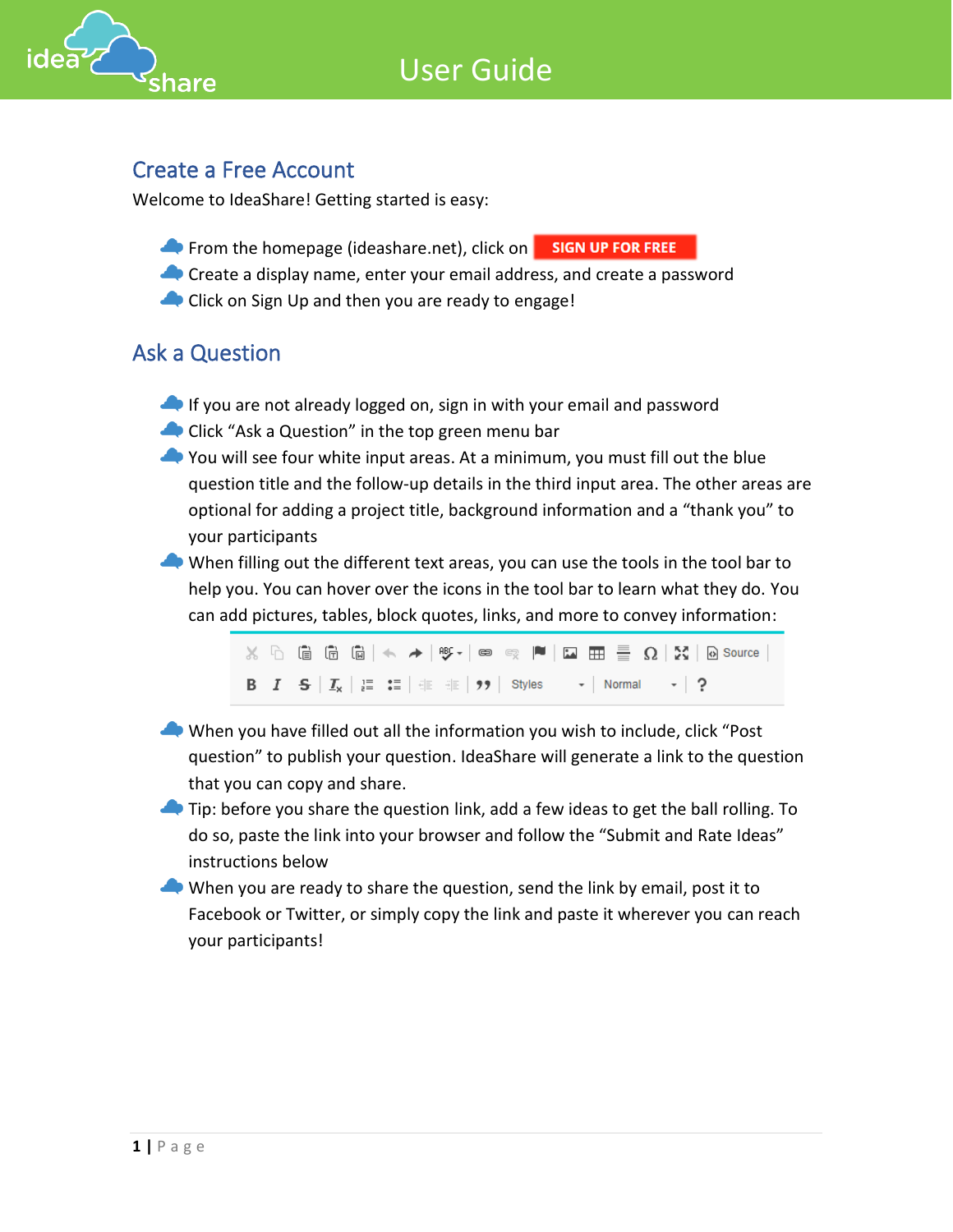# User Guide

## Create a Free Account

Welcome to IdeaShare! Getting started is easy:

- From the homepage (ideashare.net), click on **SIGN UP FOR FREE**
- Create a display name, enter your email address, and create a password
- Click on Sign Up and then you are ready to engage!

## Ask a Question

- If you are not already logged on, sign in with your email and password
- Click "Ask a Question" in the top green menu bar
- You will see four white input areas. At a minimum, you must fill out the blue question title and the follow-up details in the third input area. The other areas are optional for adding a project title, background information and a "thank you" to your participants
- When filling out the different text areas, you can use the tools in the tool bar to help you. You can hover over the icons in the tool bar to learn what they do. You can add pictures, tables, block quotes, links, and more to convey information:
- When you have filled out all the information you wish to include, click "Post question" to publish your question. IdeaShare will generate a link to the question that you can copy and share.
- Tip: before you share the question link, add a few ideas to get the ball rolling. To do so, paste the link into your browser and follow the "Submit and Rate Ideas" instructions below
- When you are ready to share the question, send the link by email, post it to Facebook or Twitter, or simply copy the link and paste it wherever you can reach your participants!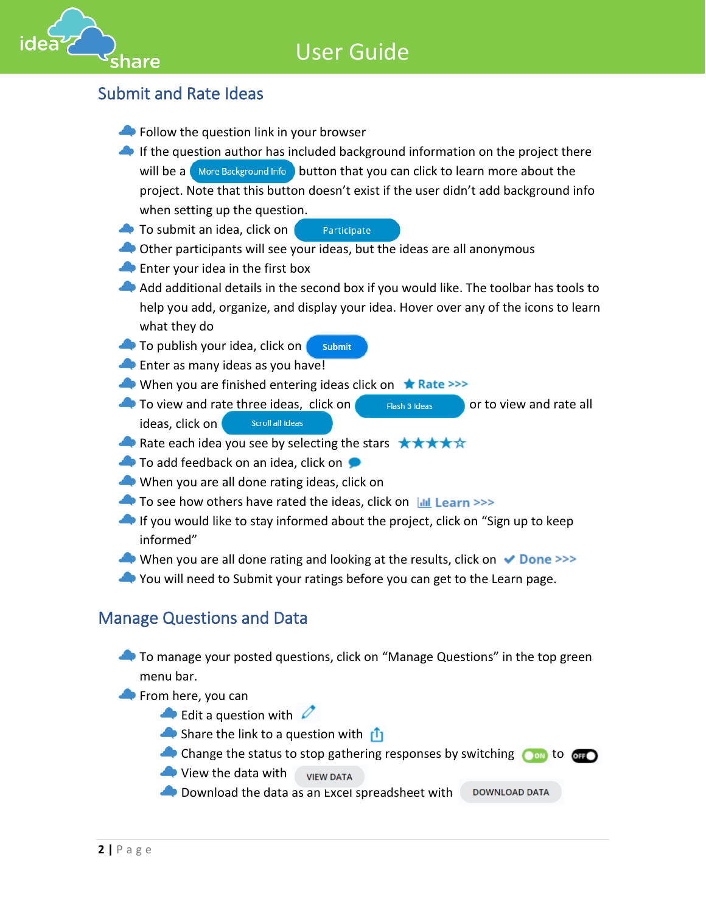## Submit and Rate Ideas

- Follow the question link in your browser
- If the question author has included background information on the project there will be a More Background Info button that you can click to learn more about the project. Note that this button doesn't exist if the user didn't add background info when setting up the question.
- To submit an idea, click on Participate
- Other participants will see your ideas, but the ideas are all anonymous
- Enter your idea in the first box
- Add additional details in the second box if you would like. The toolbar has tools to help you add, organize, and display your idea. Hover over any of the icons to learn what they do
- To publish your idea, click on Submit
- Enter as many ideas as you have!
- When you are finished entering ideas click on ★ Rate >>>
- To view and rate three ideas, click on Flash 3 Ideas or to view and rate all ideas, click on Scroll all Ideas
- Rate each idea you see by selecting the stars ★★★★☆
- To add feedback on an idea, click on
- When you are all done rating ideas, click on
- To see how others have rated the ideas, click on Learn >>>
- If you would like to stay informed about the project, click on "Sign up to keep informed"
- When you are all done rating and looking at the results, click on ✔ Done >>>
- You will need to Submit your ratings before you can get to the Learn page.

## Manage Questions and Data

- To manage your posted questions, click on "Manage Questions" in the top green menu bar.
- From here, you can
  - Edit a question with
  - Share the link to a question with
  - Change the status to stop gathering responses by switching ON to OFF
  - View the data with VIEW DATA
  - Download the data as an Excel spreadsheet with DOWNLOAD DATA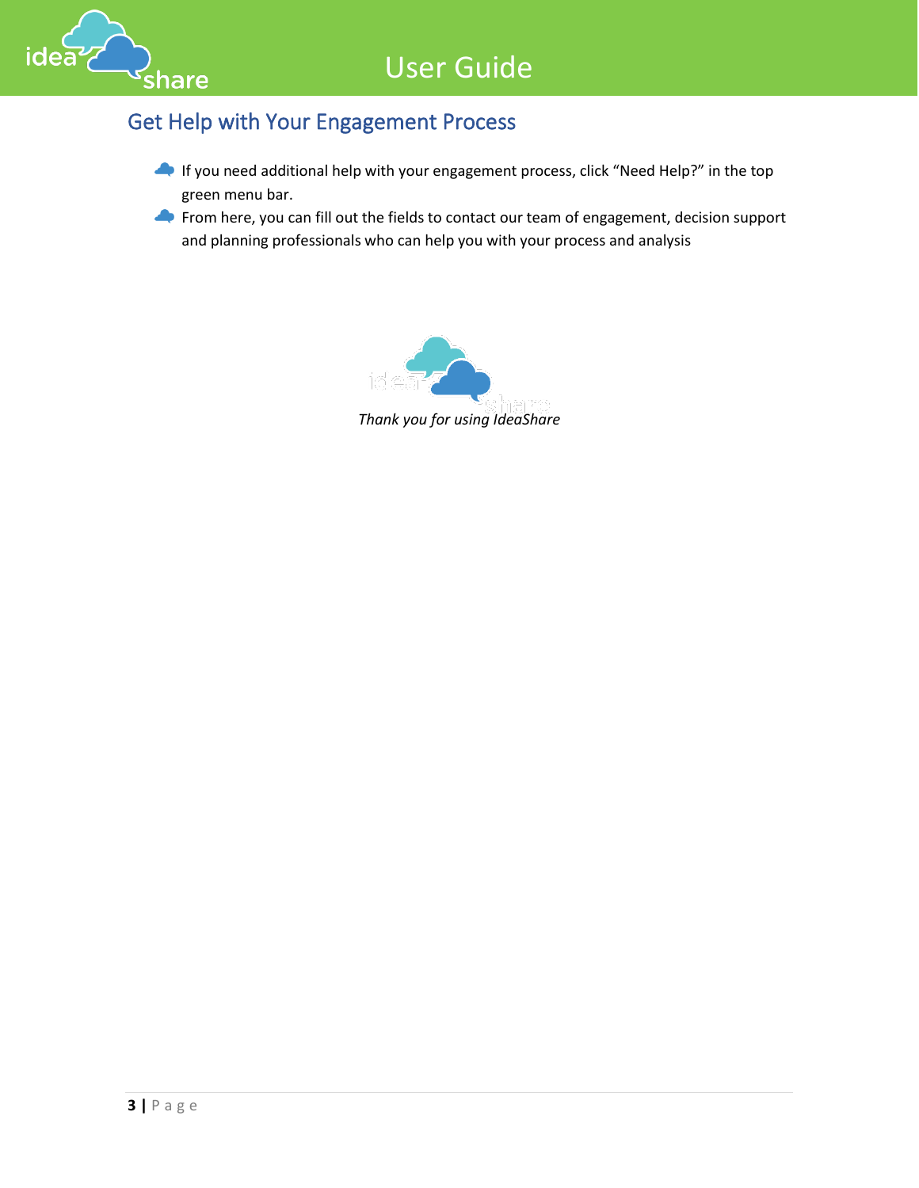## Get Help with Your Engagement Process

- If you need additional help with your engagement process, click "Need Help?" in the top green menu bar.
- From here, you can fill out the fields to contact our team of engagement, decision support and planning professionals who can help you with your process and analysis

*Thank you for using IdeaShare*